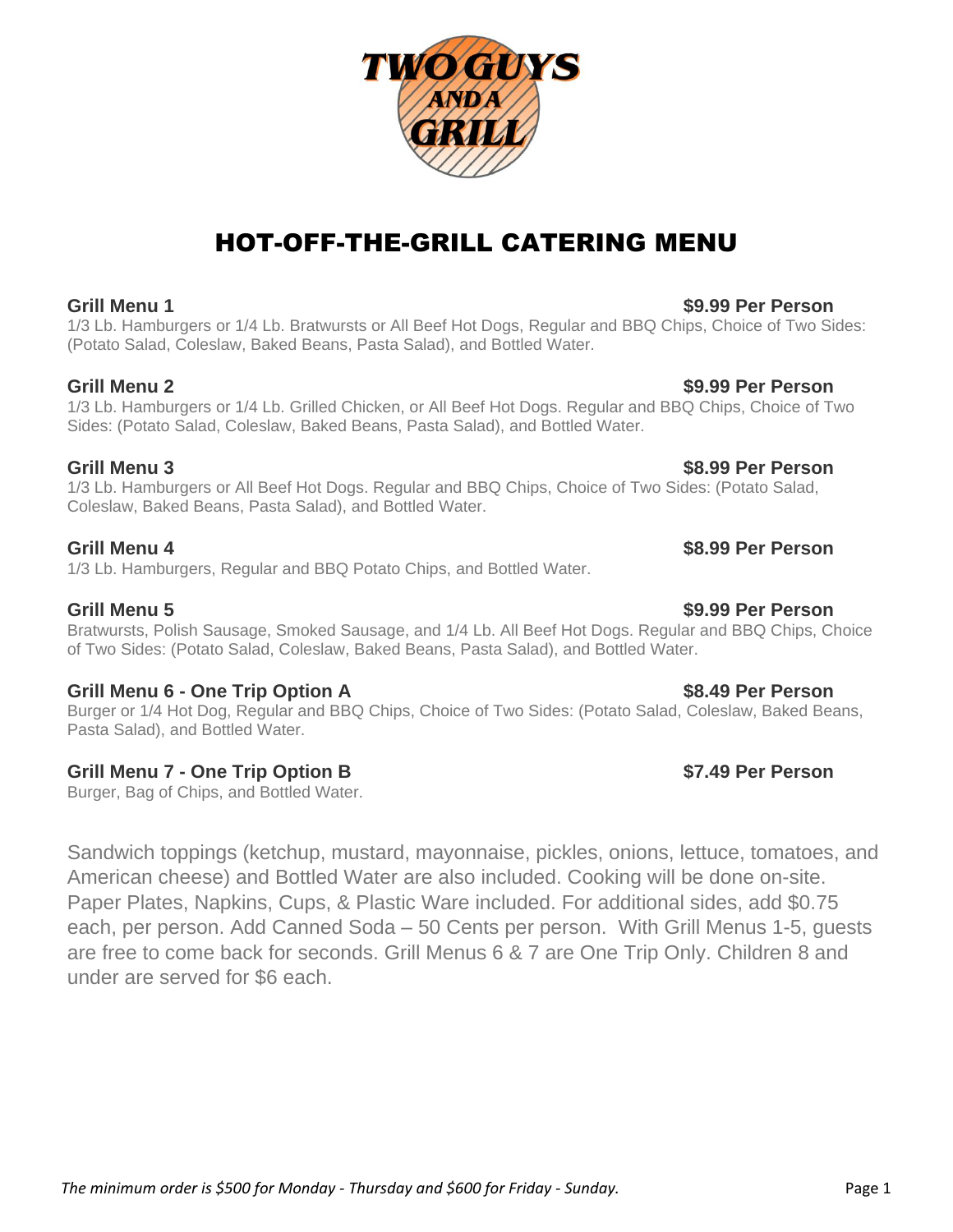TWO GUYS AND A GRILL

# HOT-OFF-THE-GRILL CATERING MENU

**Grill Menu 1** **$9.99 Per Person**

1/3 Lb. Hamburgers or 1/4 Lb. Bratwursts or All Beef Hot Dogs, Regular and BBQ Chips, Choice of Two Sides: (Potato Salad, Coleslaw, Baked Beans, Pasta Salad), and Bottled Water.

**Grill Menu 2** **$9.99 Per Person**

1/3 Lb. Hamburgers or 1/4 Lb. Grilled Chicken, or All Beef Hot Dogs. Regular and BBQ Chips, Choice of Two Sides: (Potato Salad, Coleslaw, Baked Beans, Pasta Salad), and Bottled Water.

**Grill Menu 3** **$8.99 Per Person**

1/3 Lb. Hamburgers or All Beef Hot Dogs. Regular and BBQ Chips, Choice of Two Sides: (Potato Salad, Coleslaw, Baked Beans, Pasta Salad), and Bottled Water.

**Grill Menu 4** **$8.99 Per Person**

1/3 Lb. Hamburgers, Regular and BBQ Potato Chips, and Bottled Water.

**Grill Menu 5** **$9.99 Per Person**

Bratwursts, Polish Sausage, Smoked Sausage, and 1/4 Lb. All Beef Hot Dogs. Regular and BBQ Chips, Choice of Two Sides: (Potato Salad, Coleslaw, Baked Beans, Pasta Salad), and Bottled Water.

**Grill Menu 6 - One Trip Option A** **$8.49 Per Person**

Burger or 1/4 Hot Dog, Regular and BBQ Chips, Choice of Two Sides: (Potato Salad, Coleslaw, Baked Beans, Pasta Salad), and Bottled Water.

**Grill Menu 7 - One Trip Option B** **$7.49 Per Person**

Burger, Bag of Chips, and Bottled Water.

Sandwich toppings (ketchup, mustard, mayonnaise, pickles, onions, lettuce, tomatoes, and American cheese) and Bottled Water are also included. Cooking will be done on-site. Paper Plates, Napkins, Cups, & Plastic Ware included. For additional sides, add $0.75 each, per person. Add Canned Soda – 50 Cents per person. With Grill Menus 1-5, guests are free to come back for seconds. Grill Menus 6 & 7 are One Trip Only. Children 8 and under are served for $6 each.

*The minimum order is $500 for Monday - Thursday and $600 for Friday - Sunday.*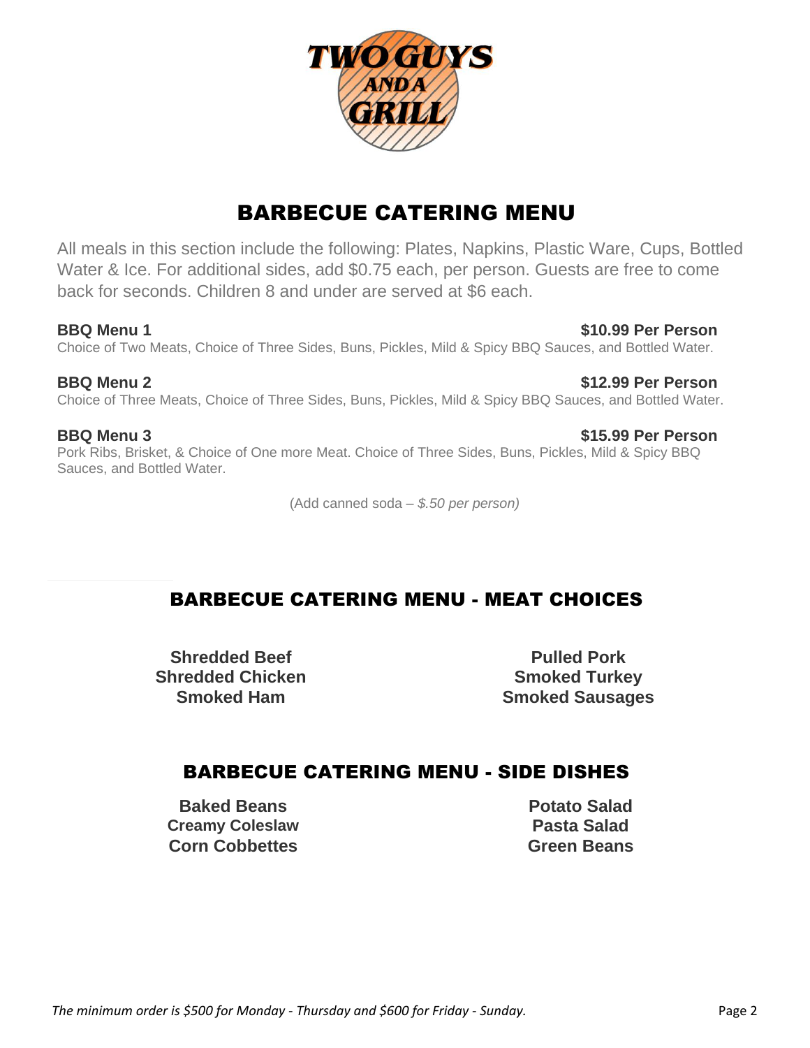TWO GUYS AND A GRILL

# BARBECUE CATERING MENU

All meals in this section include the following: Plates, Napkins, Plastic Ware, Cups, Bottled Water & Ice. For additional sides, add $0.75 each, per person. Guests are free to come back for seconds. Children 8 and under are served at $6 each.

**BBQ Menu 1** — **$10.99 Per Person**

Choice of Two Meats, Choice of Three Sides, Buns, Pickles, Mild & Spicy BBQ Sauces, and Bottled Water.

**BBQ Menu 2** — **$12.99 Per Person**

Choice of Three Meats, Choice of Three Sides, Buns, Pickles, Mild & Spicy BBQ Sauces, and Bottled Water.

**BBQ Menu 3** — **$15.99 Per Person**

Pork Ribs, Brisket, & Choice of One more Meat. Choice of Three Sides, Buns, Pickles, Mild & Spicy BBQ Sauces, and Bottled Water.

(Add canned soda – *$.50 per person)*

## BARBECUE CATERING MENU - MEAT CHOICES

**Shredded Beef**
**Shredded Chicken**
**Smoked Ham**
**Pulled Pork**
**Smoked Turkey**
**Smoked Sausages**

## BARBECUE CATERING MENU - SIDE DISHES

**Baked Beans**
**Creamy Coleslaw**
**Corn Cobbettes**
**Potato Salad**
**Pasta Salad**
**Green Beans**

*The minimum order is $500 for Monday - Thursday and $600 for Friday - Sunday.*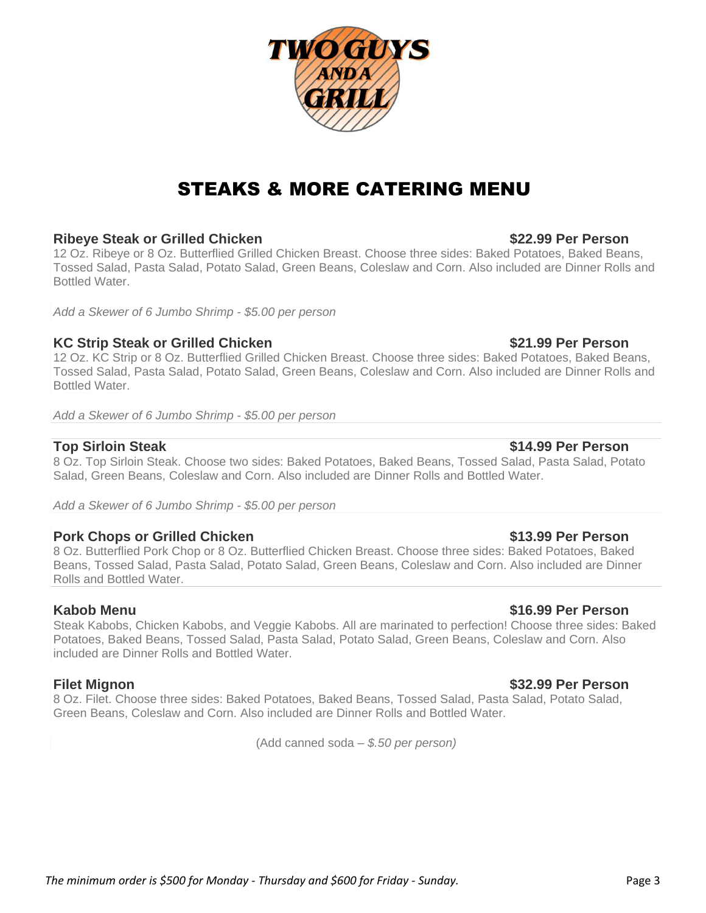# STEAKS & MORE CATERING MENU

**Ribeye Steak or Grilled Chicken** **$22.99 Per Person**

12 Oz. Ribeye or 8 Oz. Butterflied Grilled Chicken Breast. Choose three sides: Baked Potatoes, Baked Beans, Tossed Salad, Pasta Salad, Potato Salad, Green Beans, Coleslaw and Corn. Also included are Dinner Rolls and Bottled Water.

*Add a Skewer of 6 Jumbo Shrimp - $5.00 per person*

**KC Strip Steak or Grilled Chicken** **$21.99 Per Person**

12 Oz. KC Strip or 8 Oz. Butterflied Grilled Chicken Breast. Choose three sides: Baked Potatoes, Baked Beans, Tossed Salad, Pasta Salad, Potato Salad, Green Beans, Coleslaw and Corn. Also included are Dinner Rolls and Bottled Water.

*Add a Skewer of 6 Jumbo Shrimp - $5.00 per person*

**Top Sirloin Steak** **$14.99 Per Person**

8 Oz. Top Sirloin Steak. Choose two sides: Baked Potatoes, Baked Beans, Tossed Salad, Pasta Salad, Potato Salad, Green Beans, Coleslaw and Corn. Also included are Dinner Rolls and Bottled Water.

*Add a Skewer of 6 Jumbo Shrimp - $5.00 per person*

**Pork Chops or Grilled Chicken** **$13.99 Per Person**

8 Oz. Butterflied Pork Chop or 8 Oz. Butterflied Chicken Breast. Choose three sides: Baked Potatoes, Baked Beans, Tossed Salad, Pasta Salad, Potato Salad, Green Beans, Coleslaw and Corn. Also included are Dinner Rolls and Bottled Water.

**Kabob Menu** **$16.99 Per Person**

Steak Kabobs, Chicken Kabobs, and Veggie Kabobs. All are marinated to perfection! Choose three sides: Baked Potatoes, Baked Beans, Tossed Salad, Pasta Salad, Potato Salad, Green Beans, Coleslaw and Corn. Also included are Dinner Rolls and Bottled Water.

**Filet Mignon** **$32.99 Per Person**

8 Oz. Filet. Choose three sides: Baked Potatoes, Baked Beans, Tossed Salad, Pasta Salad, Potato Salad, Green Beans, Coleslaw and Corn. Also included are Dinner Rolls and Bottled Water.

(Add canned soda – *$.50 per person)*

*The minimum order is $500 for Monday - Thursday and $600 for Friday - Sunday.*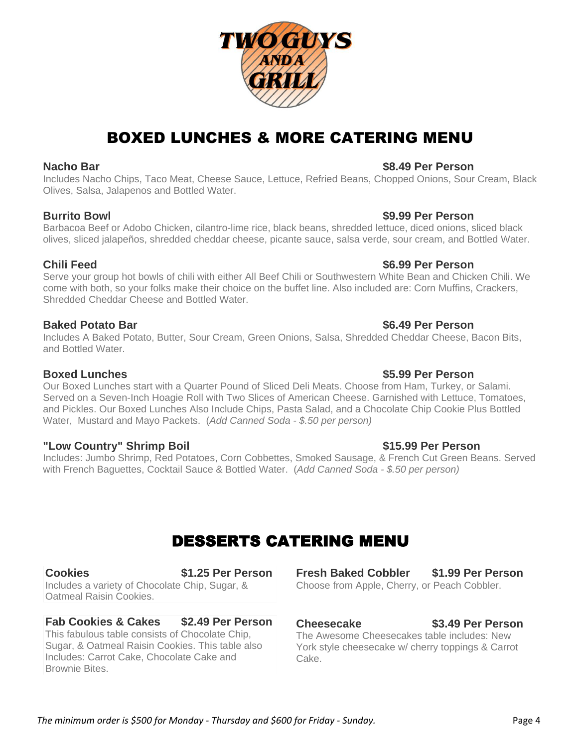TWO GUYS AND A GRILL

# BOXED LUNCHES & MORE CATERING MENU

**Nacho Bar** **$8.49 Per Person**

Includes Nacho Chips, Taco Meat, Cheese Sauce, Lettuce, Refried Beans, Chopped Onions, Sour Cream, Black Olives, Salsa, Jalapenos and Bottled Water.

**Burrito Bowl** **$9.99 Per Person**

Barbacoa Beef or Adobo Chicken, cilantro-lime rice, black beans, shredded lettuce, diced onions, sliced black olives, sliced jalapeños, shredded cheddar cheese, picante sauce, salsa verde, sour cream, and Bottled Water.

**Chili Feed** **$6.99 Per Person**

Serve your group hot bowls of chili with either All Beef Chili or Southwestern White Bean and Chicken Chili. We come with both, so your folks make their choice on the buffet line. Also included are: Corn Muffins, Crackers, Shredded Cheddar Cheese and Bottled Water.

**Baked Potato Bar** **$6.49 Per Person**

Includes A Baked Potato, Butter, Sour Cream, Green Onions, Salsa, Shredded Cheddar Cheese, Bacon Bits, and Bottled Water.

**Boxed Lunches** **$5.99 Per Person**

Our Boxed Lunches start with a Quarter Pound of Sliced Deli Meats. Choose from Ham, Turkey, or Salami. Served on a Seven-Inch Hoagie Roll with Two Slices of American Cheese. Garnished with Lettuce, Tomatoes, and Pickles. Our Boxed Lunches Also Include Chips, Pasta Salad, and a Chocolate Chip Cookie Plus Bottled Water, Mustard and Mayo Packets. (*Add Canned Soda - $.50 per person)*

**"Low Country" Shrimp Boil** **$15.99 Per Person**

Includes: Jumbo Shrimp, Red Potatoes, Corn Cobbettes, Smoked Sausage, & French Cut Green Beans. Served with French Baguettes, Cocktail Sauce & Bottled Water. (*Add Canned Soda - $.50 per person)*

# DESSERTS CATERING MENU

**Cookies** **$1.25 Per Person**

Includes a variety of Chocolate Chip, Sugar, & Oatmeal Raisin Cookies.

**Fab Cookies & Cakes** **$2.49 Per Person**

This fabulous table consists of Chocolate Chip, Sugar, & Oatmeal Raisin Cookies. This table also Includes: Carrot Cake, Chocolate Cake and Brownie Bites.

**Fresh Baked Cobbler** **$1.99 Per Person**

Choose from Apple, Cherry, or Peach Cobbler.

**Cheesecake** **$3.49 Per Person**

The Awesome Cheesecakes table includes: New York style cheesecake w/ cherry toppings & Carrot Cake.

*The minimum order is $500 for Monday - Thursday and $600 for Friday - Sunday.*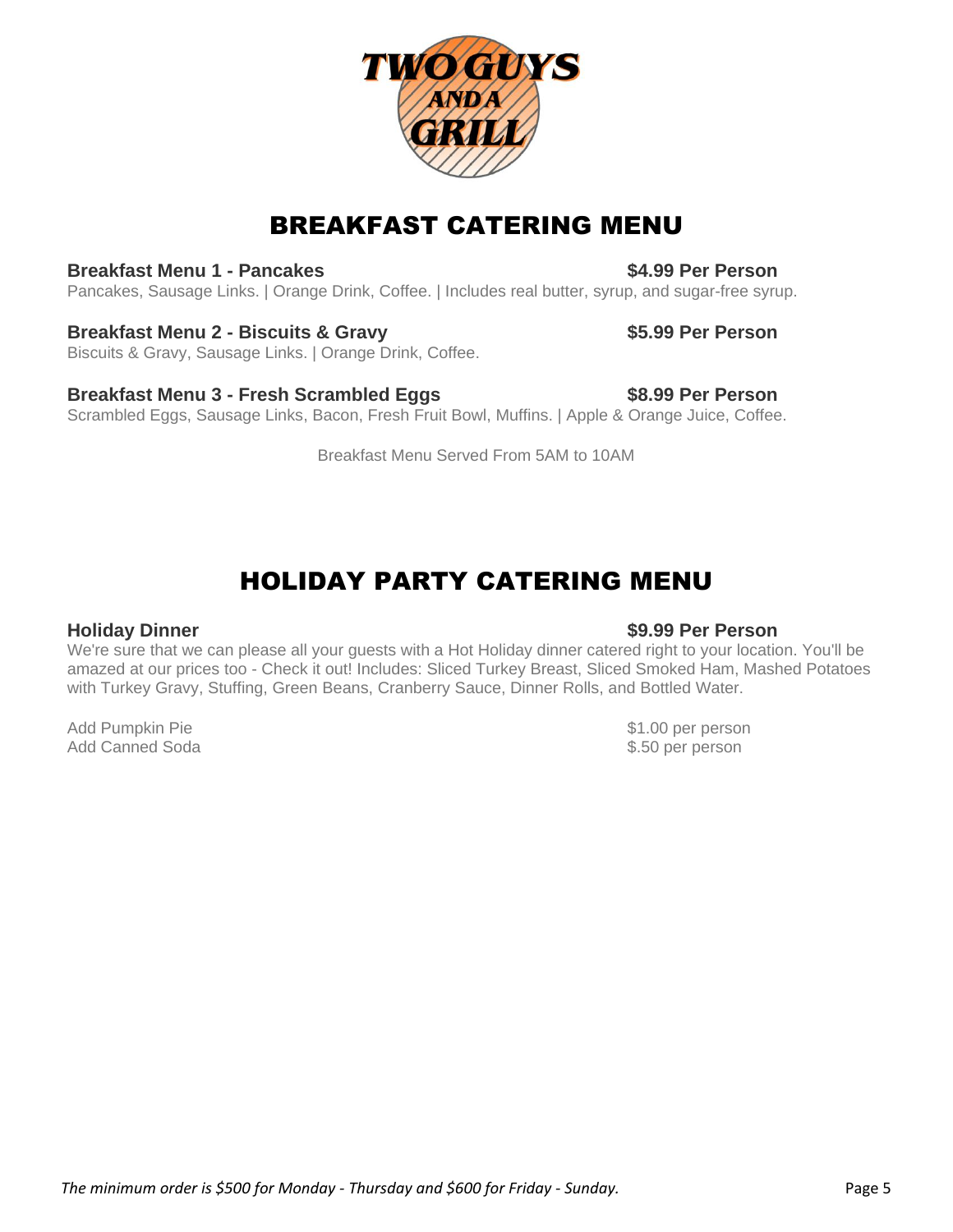# BREAKFAST CATERING MENU

**Breakfast Menu 1 - Pancakes** **$4.99 Per Person**

Pancakes, Sausage Links. | Orange Drink, Coffee. | Includes real butter, syrup, and sugar-free syrup.

**Breakfast Menu 2 - Biscuits & Gravy** **$5.99 Per Person**

Biscuits & Gravy, Sausage Links. | Orange Drink, Coffee.

**Breakfast Menu 3 - Fresh Scrambled Eggs** **$8.99 Per Person**

Scrambled Eggs, Sausage Links, Bacon, Fresh Fruit Bowl, Muffins. | Apple & Orange Juice, Coffee.

Breakfast Menu Served From 5AM to 10AM

# HOLIDAY PARTY CATERING MENU

**Holiday Dinner** **$9.99 Per Person**

We're sure that we can please all your guests with a Hot Holiday dinner catered right to your location. You'll be amazed at our prices too - Check it out! Includes: Sliced Turkey Breast, Sliced Smoked Ham, Mashed Potatoes with Turkey Gravy, Stuffing, Green Beans, Cranberry Sauce, Dinner Rolls, and Bottled Water.

| | |
|---|---|
| Add Pumpkin Pie | $1.00 per person |
| Add Canned Soda | $.50 per person |

*The minimum order is $500 for Monday - Thursday and $600 for Friday - Sunday.*